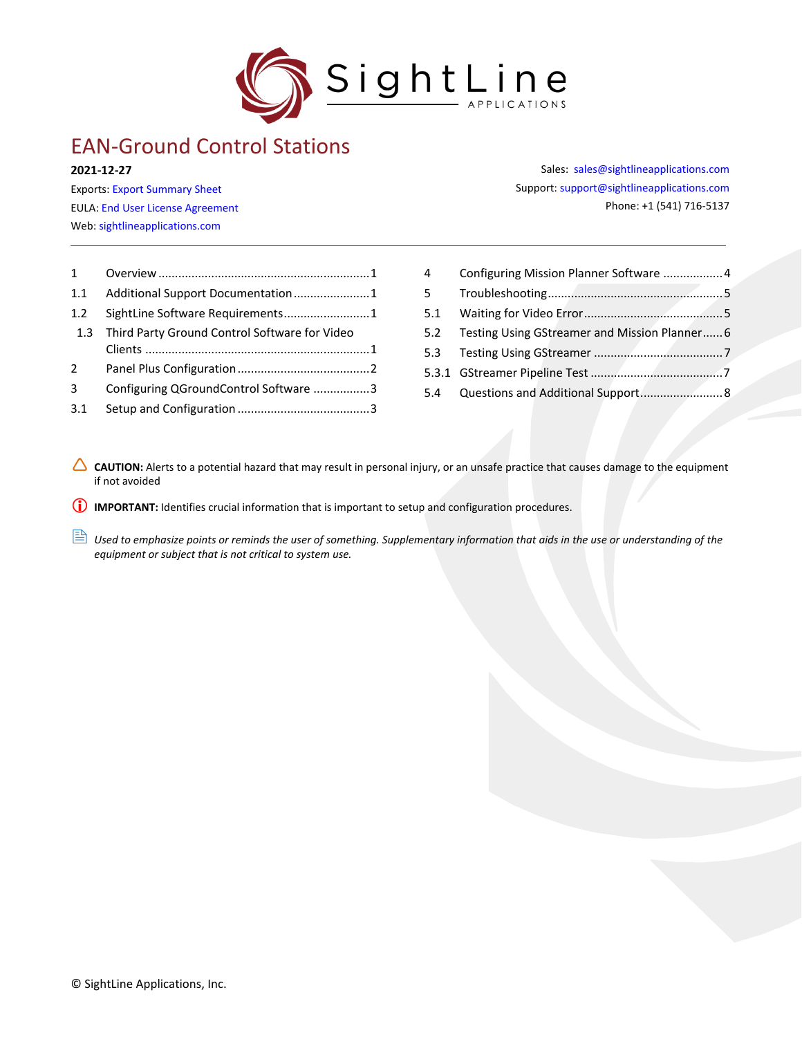# EAN-Ground Control Stations

**2021-12-27**

Exports: Export Summary Sheet

EULA: End User License Agreement

Web: sightlineapplications.com

Sales: sales@sightlineapplications.com

Support: support@sightlineapplications.com

Phone: +1 (541) 716-5137

---

1 Overview ....................................1
1.1 Additional Support Documentation ....................................1
1.2 SightLine Software Requirements ....................................1
1.3 Third Party Ground Control Software for Video Clients ....................................1
2 Panel Plus Configuration ....................................2
3 Configuring QGroundControl Software ....................................3
3.1 Setup and Configuration ....................................3
4 Configuring Mission Planner Software ....................................4
5 Troubleshooting ....................................5
5.1 Waiting for Video Error ....................................5
5.2 Testing Using GStreamer and Mission Planner ....................................6
5.3 Testing Using GStreamer ....................................7
5.3.1 GStreamer Pipeline Test ....................................7
5.4 Questions and Additional Support ....................................8

**CAUTION:** Alerts to a potential hazard that may result in personal injury, or an unsafe practice that causes damage to the equipment if not avoided

**IMPORTANT:** Identifies crucial information that is important to setup and configuration procedures.

*Used to emphasize points or reminds the user of something. Supplementary information that aids in the use or understanding of the equipment or subject that is not critical to system use.*

© SightLine Applications, Inc.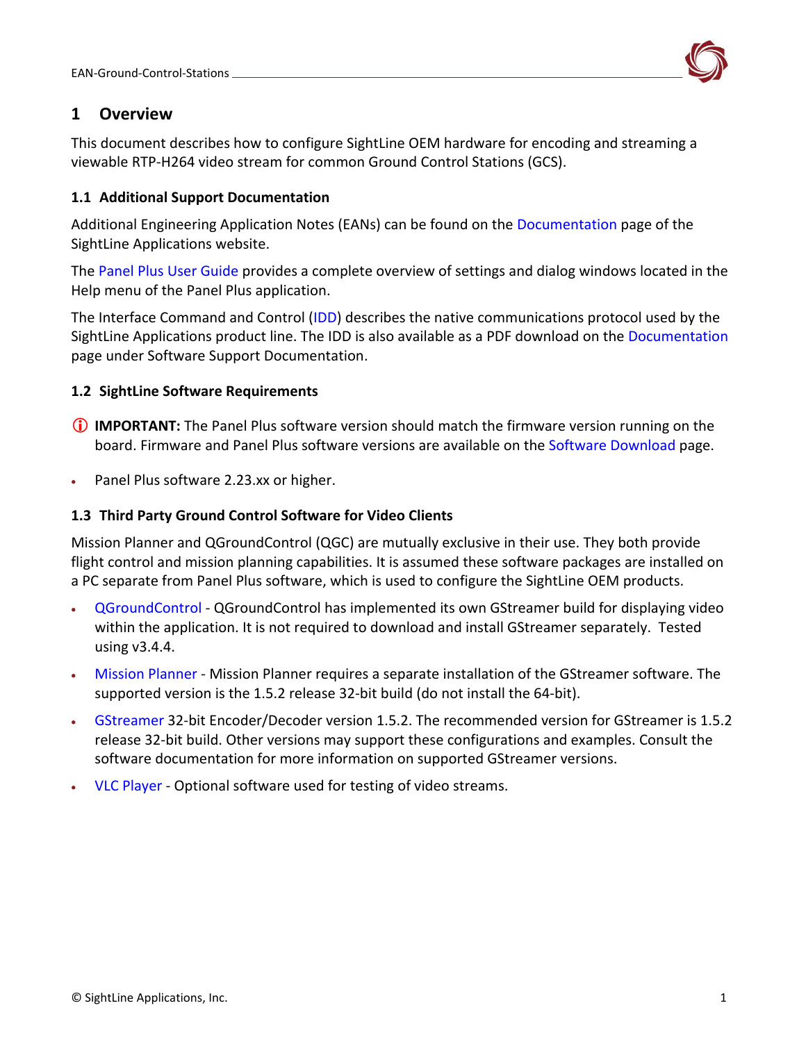# 1 Overview

This document describes how to configure SightLine OEM hardware for encoding and streaming a viewable RTP-H264 video stream for common Ground Control Stations (GCS).

## 1.1 Additional Support Documentation

Additional Engineering Application Notes (EANs) can be found on the Documentation page of the SightLine Applications website.

The Panel Plus User Guide provides a complete overview of settings and dialog windows located in the Help menu of the Panel Plus application.

The Interface Command and Control (IDD) describes the native communications protocol used by the SightLine Applications product line. The IDD is also available as a PDF download on the Documentation page under Software Support Documentation.

## 1.2 SightLine Software Requirements

ⓘ **IMPORTANT:** The Panel Plus software version should match the firmware version running on the board. Firmware and Panel Plus software versions are available on the Software Download page.

- Panel Plus software 2.23.xx or higher.

## 1.3 Third Party Ground Control Software for Video Clients

Mission Planner and QGroundControl (QGC) are mutually exclusive in their use. They both provide flight control and mission planning capabilities. It is assumed these software packages are installed on a PC separate from Panel Plus software, which is used to configure the SightLine OEM products.

- QGroundControl - QGroundControl has implemented its own GStreamer build for displaying video within the application. It is not required to download and install GStreamer separately. Tested using v3.4.4.
- Mission Planner - Mission Planner requires a separate installation of the GStreamer software. The supported version is the 1.5.2 release 32-bit build (do not install the 64-bit).
- GStreamer 32-bit Encoder/Decoder version 1.5.2. The recommended version for GStreamer is 1.5.2 release 32-bit build. Other versions may support these configurations and examples. Consult the software documentation for more information on supported GStreamer versions.
- VLC Player - Optional software used for testing of video streams.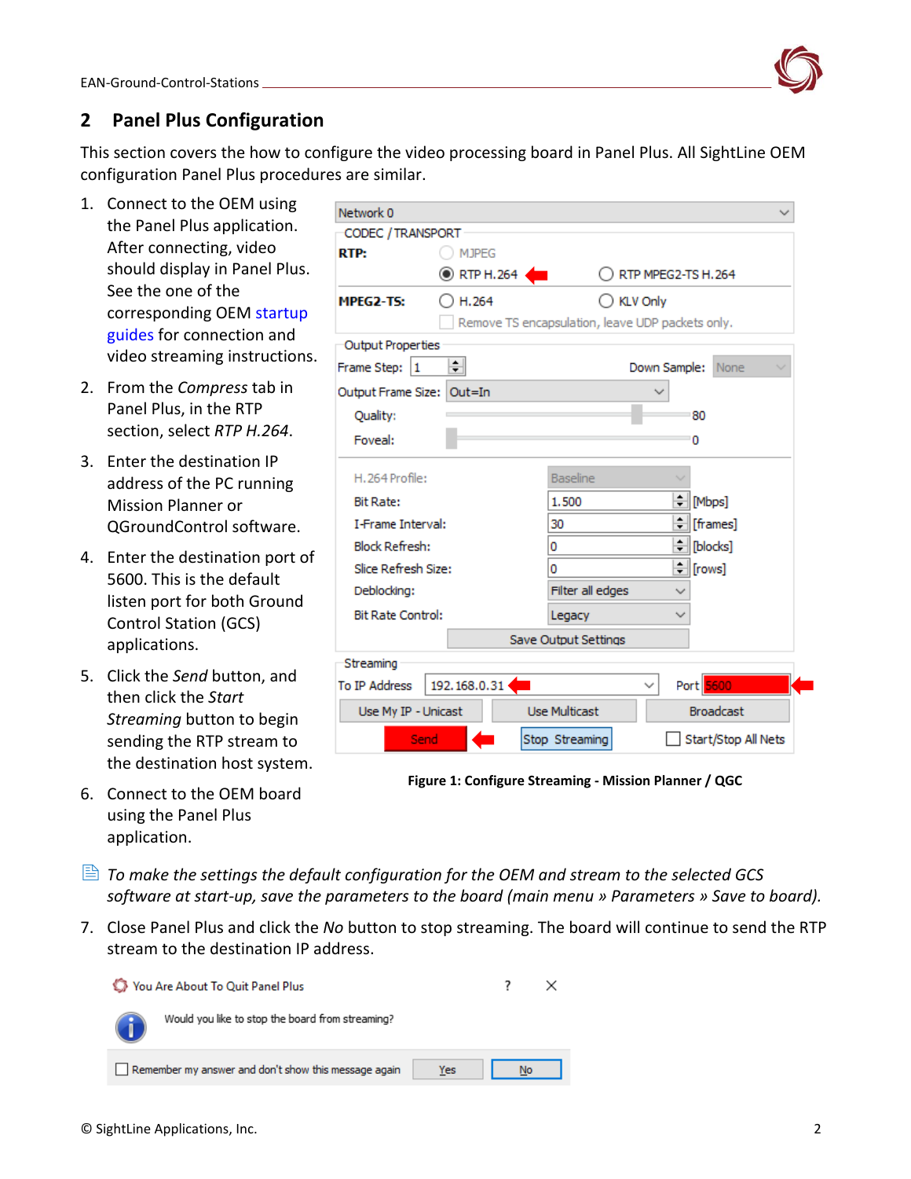## 2 Panel Plus Configuration

This section covers the how to configure the video processing board in Panel Plus. All SightLine OEM configuration Panel Plus procedures are similar.

1. Connect to the OEM using the Panel Plus application. After connecting, video should display in Panel Plus. See the one of the corresponding OEM startup guides for connection and video streaming instructions.
2. From the *Compress* tab in Panel Plus, in the RTP section, select *RTP H.264*.
3. Enter the destination IP address of the PC running Mission Planner or QGroundControl software.
4. Enter the destination port of 5600. This is the default listen port for both Ground Control Station (GCS) applications.
5. Click the *Send* button, and then click the *Start Streaming* button to begin sending the RTP stream to the destination host system.
6. Connect to the OEM board using the Panel Plus application.

**Figure 1: Configure Streaming - Mission Planner / QGC**

*To make the settings the default configuration for the OEM and stream to the selected GCS software at start-up, save the parameters to the board (main menu » Parameters » Save to board).*

7. Close Panel Plus and click the *No* button to stop streaming. The board will continue to send the RTP stream to the destination IP address.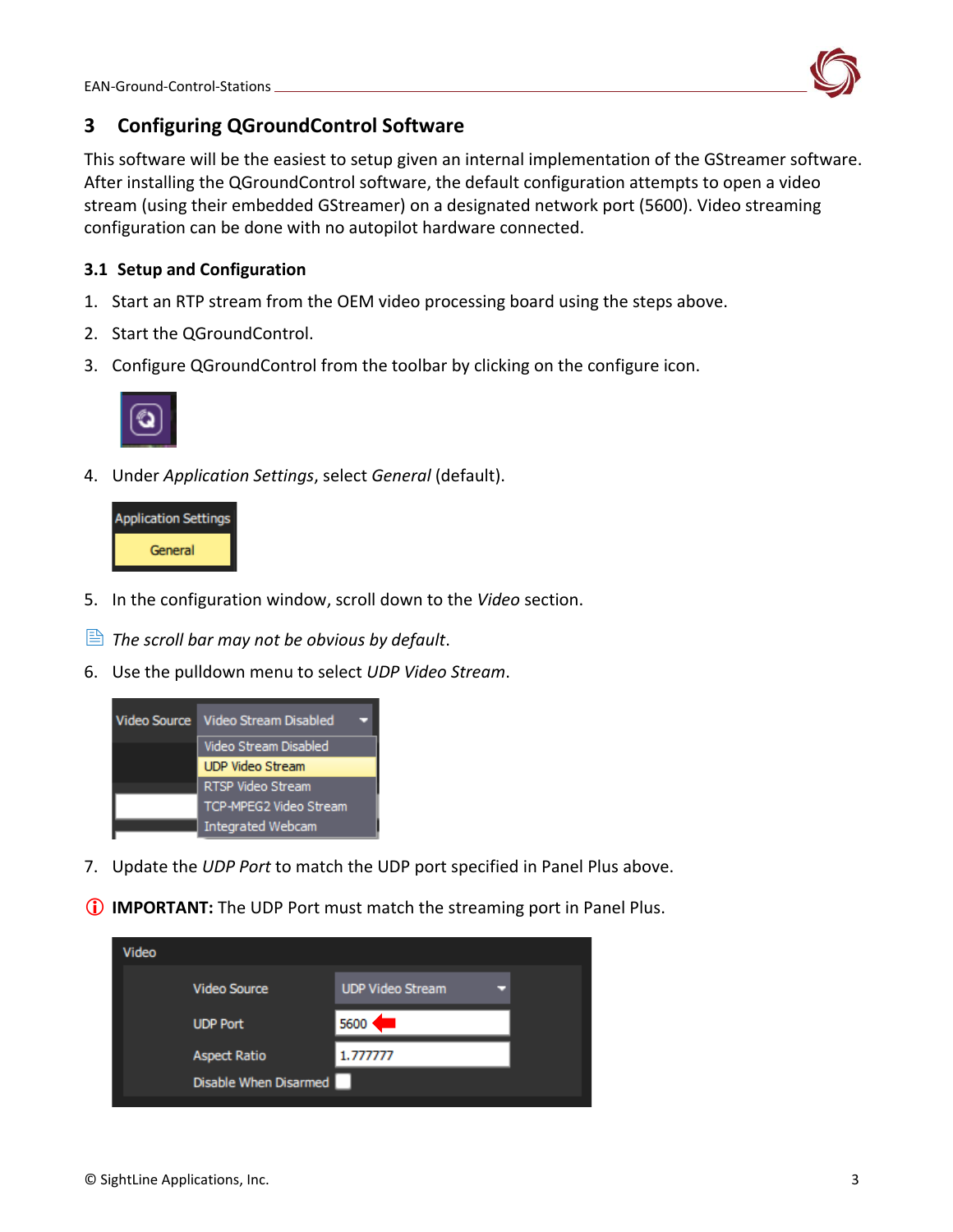## 3 Configuring QGroundControl Software

This software will be the easiest to setup given an internal implementation of the GStreamer software. After installing the QGroundControl software, the default configuration attempts to open a video stream (using their embedded GStreamer) on a designated network port (5600). Video streaming configuration can be done with no autopilot hardware connected.

### 3.1 Setup and Configuration

1. Start an RTP stream from the OEM video processing board using the steps above.
2. Start the QGroundControl.
3. Configure QGroundControl from the toolbar by clicking on the configure icon.
4. Under *Application Settings*, select *General* (default).
5. In the configuration window, scroll down to the *Video* section.

*The scroll bar may not be obvious by default*.

6. Use the pulldown menu to select *UDP Video Stream*.
7. Update the *UDP Port* to match the UDP port specified in Panel Plus above.

**IMPORTANT:** The UDP Port must match the streaming port in Panel Plus.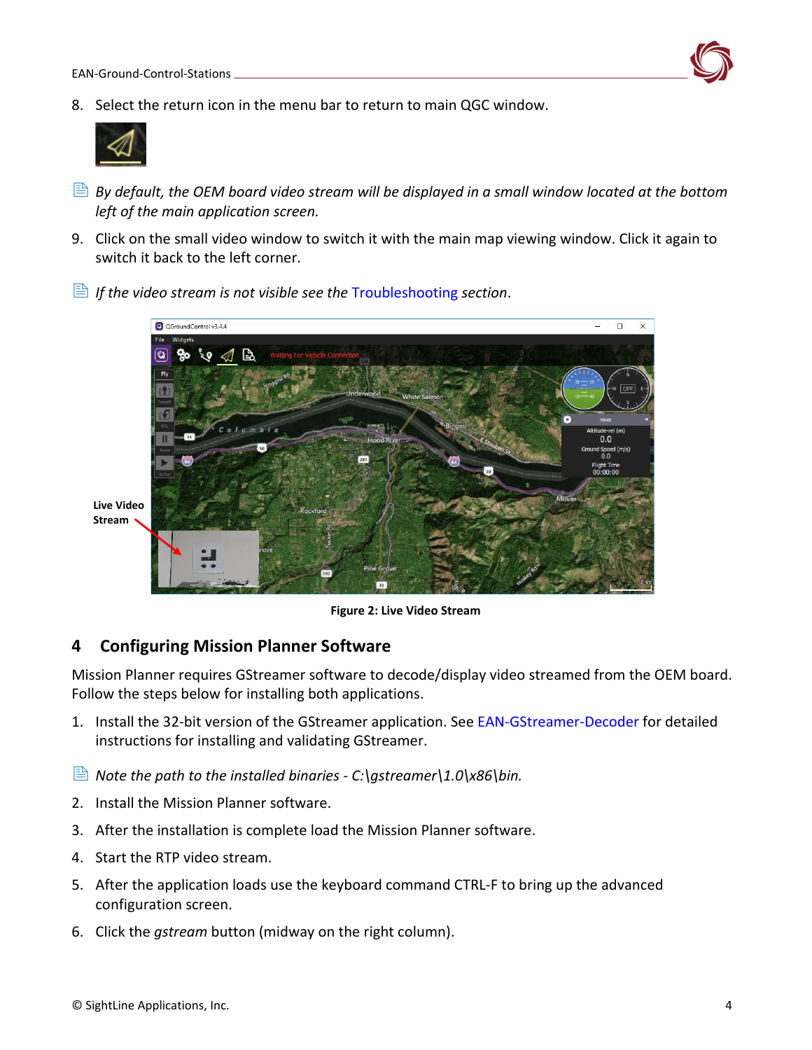8. Select the return icon in the menu bar to return to main QGC window.

*By default, the OEM board video stream will be displayed in a small window located at the bottom left of the main application screen.*

9. Click on the small video window to switch it with the main map viewing window. Click it again to switch it back to the left corner.

*If the video stream is not visible see the* Troubleshooting *section*.

Figure 2: Live Video Stream

## 4 Configuring Mission Planner Software

Mission Planner requires GStreamer software to decode/display video streamed from the OEM board. Follow the steps below for installing both applications.

1. Install the 32-bit version of the GStreamer application. See EAN-GStreamer-Decoder for detailed instructions for installing and validating GStreamer.

*Note the path to the installed binaries - C:\gstreamer\1.0\x86\bin.*

2. Install the Mission Planner software.
3. After the installation is complete load the Mission Planner software.
4. Start the RTP video stream.
5. After the application loads use the keyboard command CTRL-F to bring up the advanced configuration screen.
6. Click the *gstream* button (midway on the right column).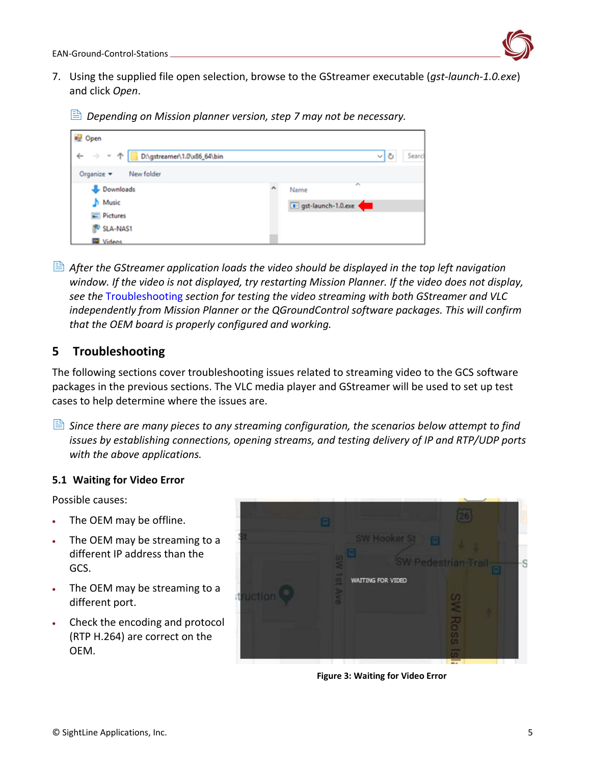7. Using the supplied file open selection, browse to the GStreamer executable (*gst-launch-1.0.exe*) and click *Open*.

*Depending on Mission planner version, step 7 may not be necessary.*

*After the GStreamer application loads the video should be displayed in the top left navigation window. If the video is not displayed, try restarting Mission Planner. If the video does not display, see the Troubleshooting section for testing the video streaming with both GStreamer and VLC independently from Mission Planner or the QGroundControl software packages. This will confirm that the OEM board is properly configured and working.*

# 5 Troubleshooting

The following sections cover troubleshooting issues related to streaming video to the GCS software packages in the previous sections. The VLC media player and GStreamer will be used to set up test cases to help determine where the issues are.

*Since there are many pieces to any streaming configuration, the scenarios below attempt to find issues by establishing connections, opening streams, and testing delivery of IP and RTP/UDP ports with the above applications.*

## 5.1 Waiting for Video Error

Possible causes:

- The OEM may be offline.
- The OEM may be streaming to a different IP address than the GCS.
- The OEM may be streaming to a different port.
- Check the encoding and protocol (RTP H.264) are correct on the OEM.

**Figure 3: Waiting for Video Error**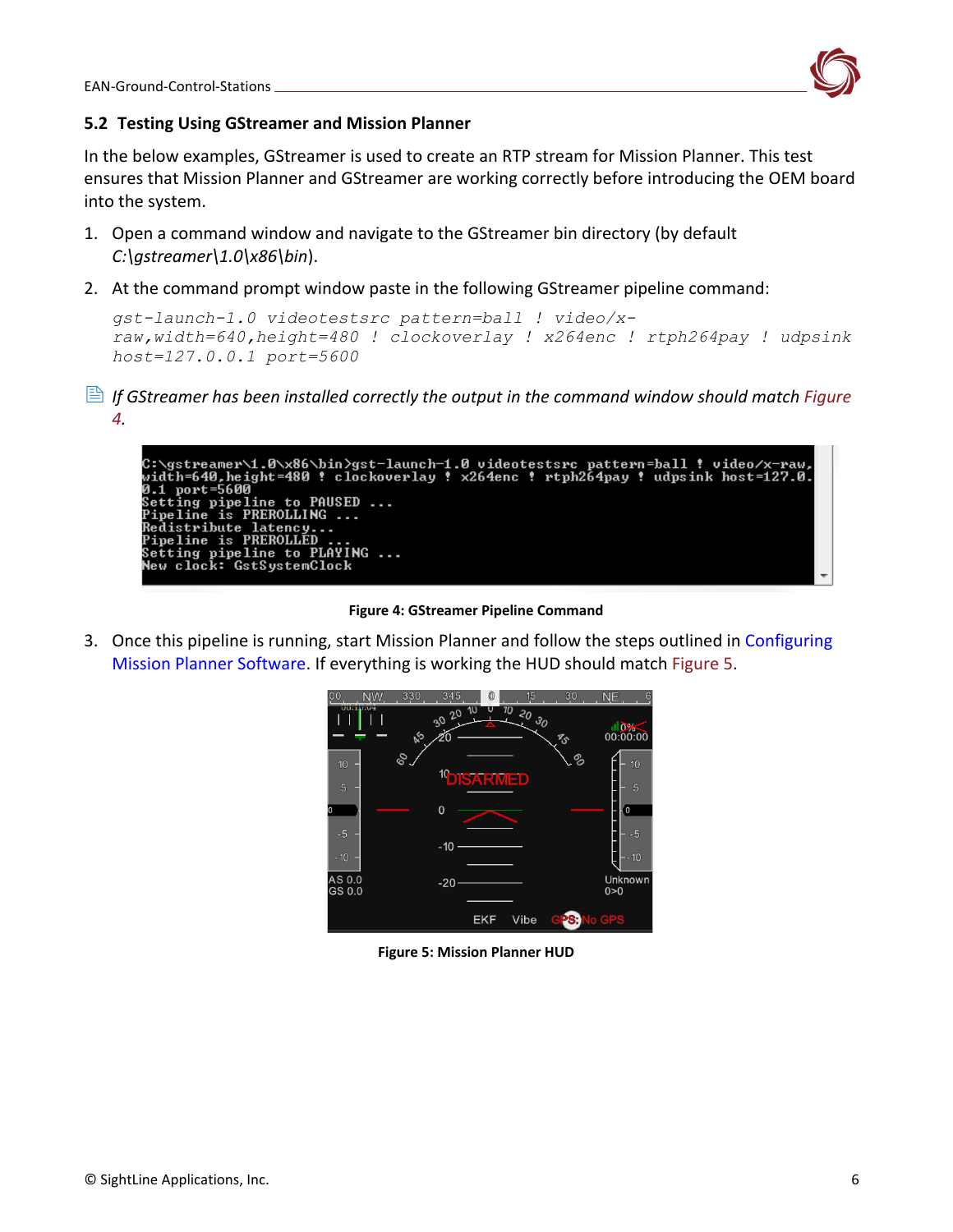## 5.2 Testing Using GStreamer and Mission Planner

In the below examples, GStreamer is used to create an RTP stream for Mission Planner. This test ensures that Mission Planner and GStreamer are working correctly before introducing the OEM board into the system.

1. Open a command window and navigate to the GStreamer bin directory (by default *C:\gstreamer\1.0\x86\bin*).
2. At the command prompt window paste in the following GStreamer pipeline command:

```
gst-launch-1.0 videotestsrc pattern=ball ! video/x-raw,width=640,height=480 ! clockoverlay ! x264enc ! rtph264pay ! udpsink host=127.0.0.1 port=5600
```

*If GStreamer has been installed correctly the output in the command window should match Figure 4.*

```
C:\gstreamer\1.0\x86\bin>gst-launch-1.0 videotestsrc pattern=ball ! video/x-raw,
width=640,height=480 ! clockoverlay ! x264enc ! rtph264pay ! udpsink host=127.0.
0.1 port=5600
Setting pipeline to PAUSED ...
Pipeline is PREROLLING ...
Redistribute latency...
Pipeline is PREROLLED ...
Setting pipeline to PLAYING ...
New clock: GstSystemClock
```

**Figure 4: GStreamer Pipeline Command**

3. Once this pipeline is running, start Mission Planner and follow the steps outlined in Configuring Mission Planner Software. If everything is working the HUD should match Figure 5.

**Figure 5: Mission Planner HUD**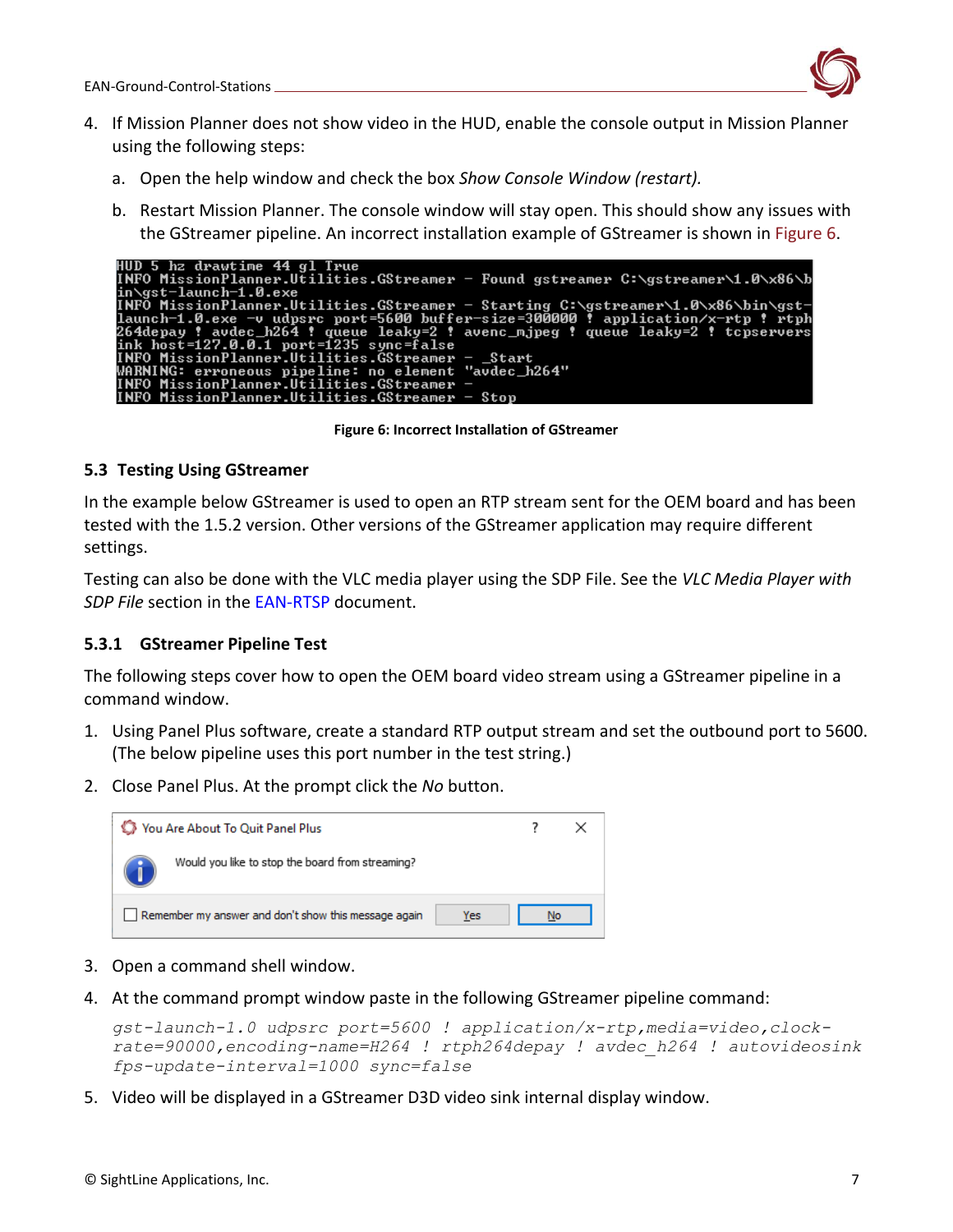4. If Mission Planner does not show video in the HUD, enable the console output in Mission Planner using the following steps:
   a. Open the help window and check the box *Show Console Window (restart).*
   b. Restart Mission Planner. The console window will stay open. This should show any issues with the GStreamer pipeline. An incorrect installation example of GStreamer is shown in Figure 6.

```
HUD 5 hz drawtime 44 gl True
INFO MissionPlanner.Utilities.GStreamer - Found gstreamer C:\gstreamer\1.0\x86\b
in\gst-launch-1.0.exe
INFO MissionPlanner.Utilities.GStreamer - Starting C:\gstreamer\1.0\x86\bin\gst-
launch-1.0.exe -v udpsrc port=5600 buffer-size=300000 ! application/x-rtp ! rtph
264depay ! avdec_h264 ! queue leaky=2 ! avenc_mjpeg ! queue leaky=2 ! tcpservers
ink host=127.0.0.1 port=1235 sync=false
INFO MissionPlanner.Utilities.GStreamer - _Start
WARNING: erroneous pipeline: no element "avdec_h264"
INFO MissionPlanner.Utilities.GStreamer -
INFO MissionPlanner.Utilities.GStreamer - Stop
```

**Figure 6: Incorrect Installation of GStreamer**

## 5.3 Testing Using GStreamer

In the example below GStreamer is used to open an RTP stream sent for the OEM board and has been tested with the 1.5.2 version. Other versions of the GStreamer application may require different settings.

Testing can also be done with the VLC media player using the SDP File. See the *VLC Media Player with SDP File* section in the EAN-RTSP document.

### 5.3.1 GStreamer Pipeline Test

The following steps cover how to open the OEM board video stream using a GStreamer pipeline in a command window.

1. Using Panel Plus software, create a standard RTP output stream and set the outbound port to 5600. (The below pipeline uses this port number in the test string.)
2. Close Panel Plus. At the prompt click the *No* button.

   You Are About To Quit Panel Plus

   Would you like to stop the board from streaming?

   ☐ Remember my answer and don't show this message again — Yes — No

3. Open a command shell window.
4. At the command prompt window paste in the following GStreamer pipeline command:

   ```
   gst-launch-1.0 udpsrc port=5600 ! application/x-rtp,media=video,clock-rate=90000,encoding-name=H264 ! rtph264depay ! avdec_h264 ! autovideosink fps-update-interval=1000 sync=false
   ```

5. Video will be displayed in a GStreamer D3D video sink internal display window.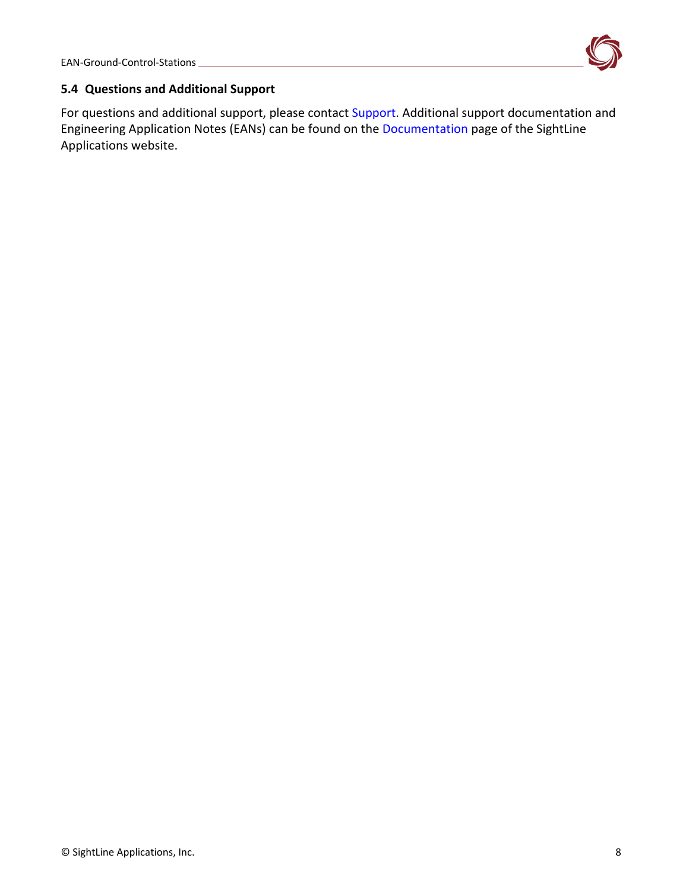### 5.4 Questions and Additional Support

For questions and additional support, please contact Support. Additional support documentation and Engineering Application Notes (EANs) can be found on the Documentation page of the SightLine Applications website.